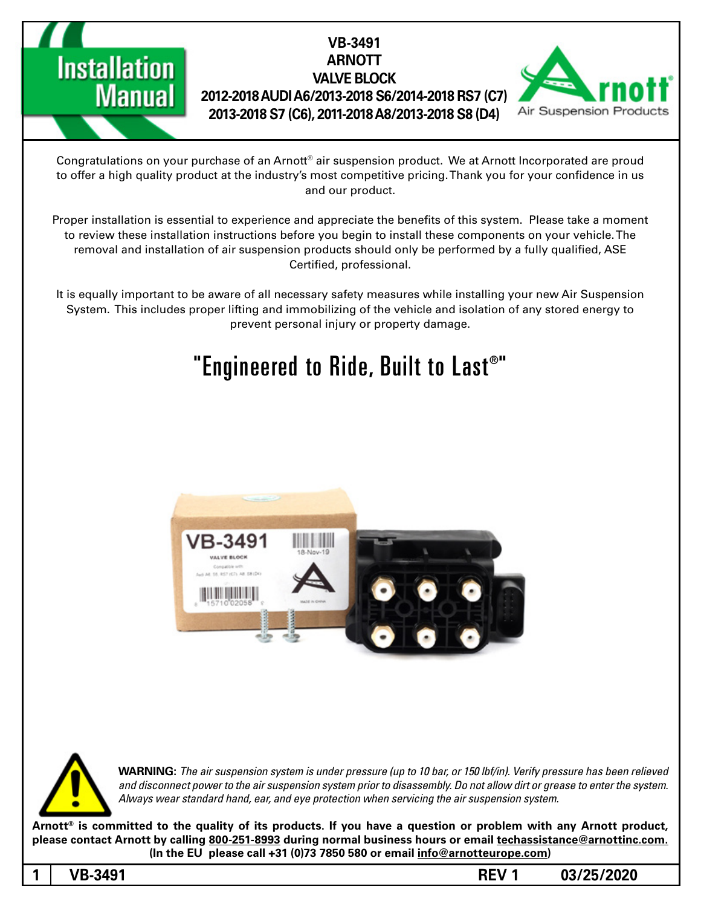# Installation Manual

**VB-3491**
**ARNOTT**
**VALVE BLOCK**
**2012-2018 AUDI A6/2013-2018 S6/2014-2018 RS7 (C7)**
**2013-2018 S7 (C6), 2011-2018 A8/2013-2018 S8 (D4)**

Arnott® Air Suspension Products

Congratulations on your purchase of an Arnott® air suspension product. We at Arnott Incorporated are proud to offer a high quality product at the industry's most competitive pricing. Thank you for your confidence in us and our product.

Proper installation is essential to experience and appreciate the benefits of this system. Please take a moment to review these installation instructions before you begin to install these components on your vehicle. The removal and installation of air suspension products should only be performed by a fully qualified, ASE Certified, professional.

It is equally important to be aware of all necessary safety measures while installing your new Air Suspension System. This includes proper lifting and immobilizing of the vehicle and isolation of any stored energy to prevent personal injury or property damage.

## "Engineered to Ride, Built to Last®"

**WARNING:** *The air suspension system is under pressure (up to 10 bar, or 150 lbf/in). Verify pressure has been relieved and disconnect power to the air suspension system prior to disassembly. Do not allow dirt or grease to enter the system. Always wear standard hand, ear, and eye protection when servicing the air suspension system.*

**Arnott® is committed to the quality of its products. If you have a question or problem with any Arnott product, please contact Arnott by calling 800-251-8993 during normal business hours or email techassistance@arnottinc.com. (In the EU please call +31 (0)73 7850 580 or email info@arnotteurope.com)**

**VB-3491 REV 1 03/25/2020**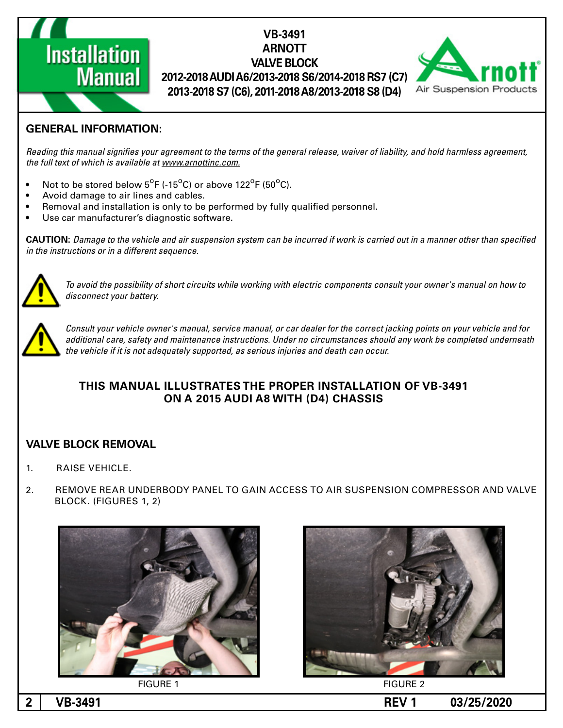# VB-3491
# ARNOTT
# VALVE BLOCK
# 2012-2018 AUDI A6/2013-2018 S6/2014-2018 RS7 (C7) 2013-2018 S7 (C6), 2011-2018 A8/2013-2018 S8 (D4)

## GENERAL INFORMATION:

*Reading this manual signifies your agreement to the terms of the general release, waiver of liability, and hold harmless agreement, the full text of which is available at www.arnottinc.com.*

- Not to be stored below 5°F (-15°C) or above 122°F (50°C).
- Avoid damage to air lines and cables.
- Removal and installation is only to be performed by fully qualified personnel.
- Use car manufacturer's diagnostic software.

**CAUTION:** *Damage to the vehicle and air suspension system can be incurred if work is carried out in a manner other than specified in the instructions or in a different sequence.*

*To avoid the possibility of short circuits while working with electric components consult your owner's manual on how to disconnect your battery.*

*Consult your vehicle owner's manual, service manual, or car dealer for the correct jacking points on your vehicle and for additional care, safety and maintenance instructions. Under no circumstances should any work be completed underneath the vehicle if it is not adequately supported, as serious injuries and death can occur.*

**THIS MANUAL ILLUSTRATES THE PROPER INSTALLATION OF VB-3491 ON A 2015 AUDI A8 WITH (D4) CHASSIS**

## VALVE BLOCK REMOVAL

1. RAISE VEHICLE.
2. REMOVE REAR UNDERBODY PANEL TO GAIN ACCESS TO AIR SUSPENSION COMPRESSOR AND VALVE BLOCK. (FIGURES 1, 2)

FIGURE 1

FIGURE 2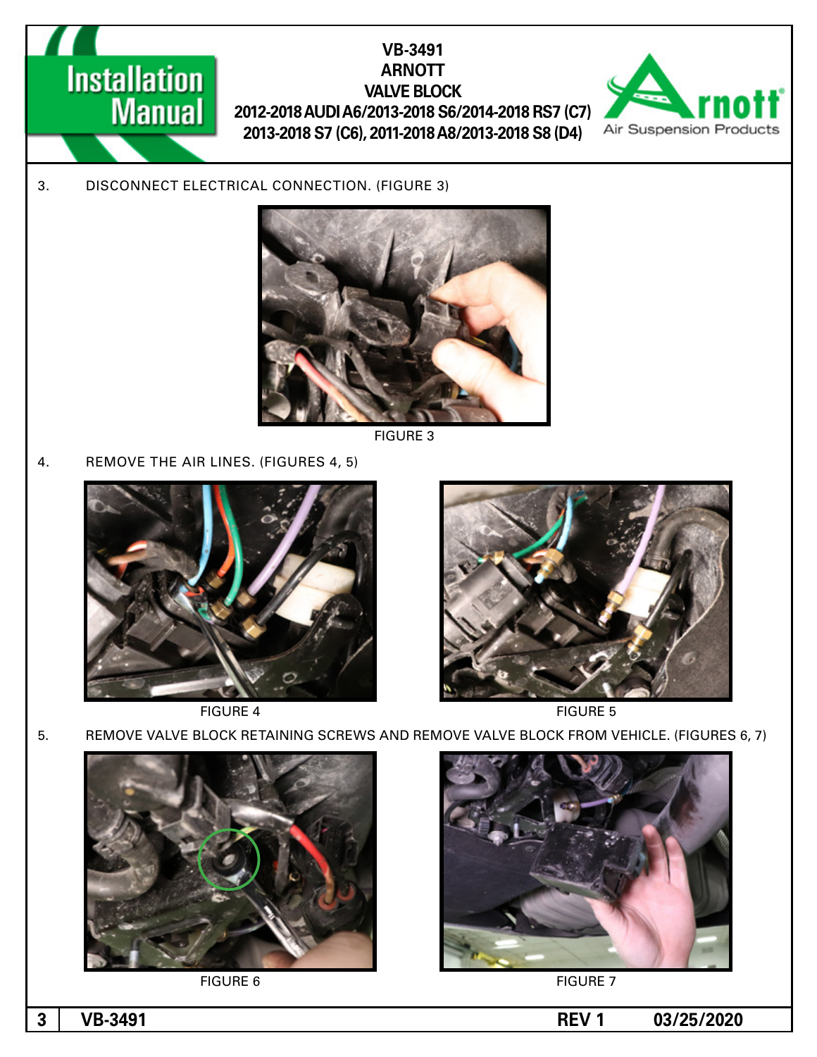3. DISCONNECT ELECTRICAL CONNECTION. (FIGURE 3)

FIGURE 3

4. REMOVE THE AIR LINES. (FIGURES 4, 5)

FIGURE 4

FIGURE 5

5. REMOVE VALVE BLOCK RETAINING SCREWS AND REMOVE VALVE BLOCK FROM VEHICLE. (FIGURES 6, 7)

FIGURE 6

FIGURE 7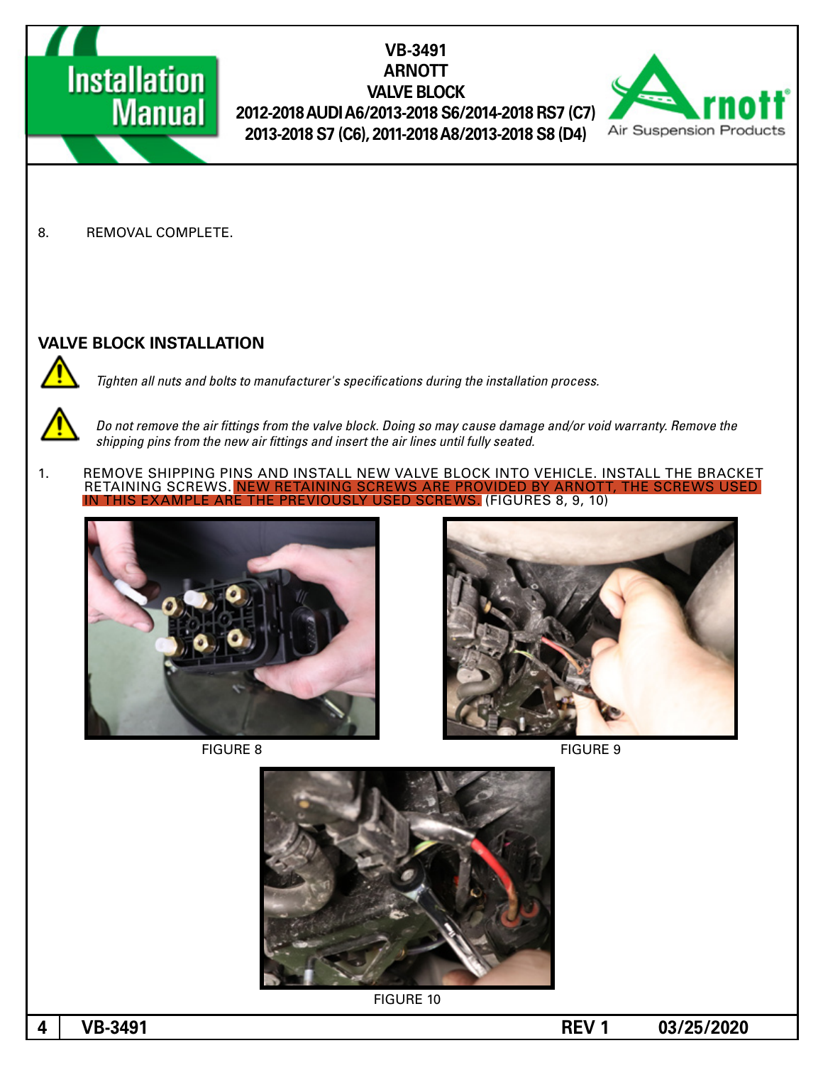8. REMOVAL COMPLETE.

## VALVE BLOCK INSTALLATION

*Tighten all nuts and bolts to manufacturer's specifications during the installation process.*

*Do not remove the air fittings from the valve block. Doing so may cause damage and/or void warranty. Remove the shipping pins from the new air fittings and insert the air lines until fully seated.*

1. REMOVE SHIPPING PINS AND INSTALL NEW VALVE BLOCK INTO VEHICLE. INSTALL THE BRACKET RETAINING SCREWS. NEW RETAINING SCREWS ARE PROVIDED BY ARNOTT, THE SCREWS USED IN THIS EXAMPLE ARE THE PREVIOUSLY USED SCREWS. (FIGURES 8, 9, 10)

FIGURE 8

FIGURE 9

FIGURE 10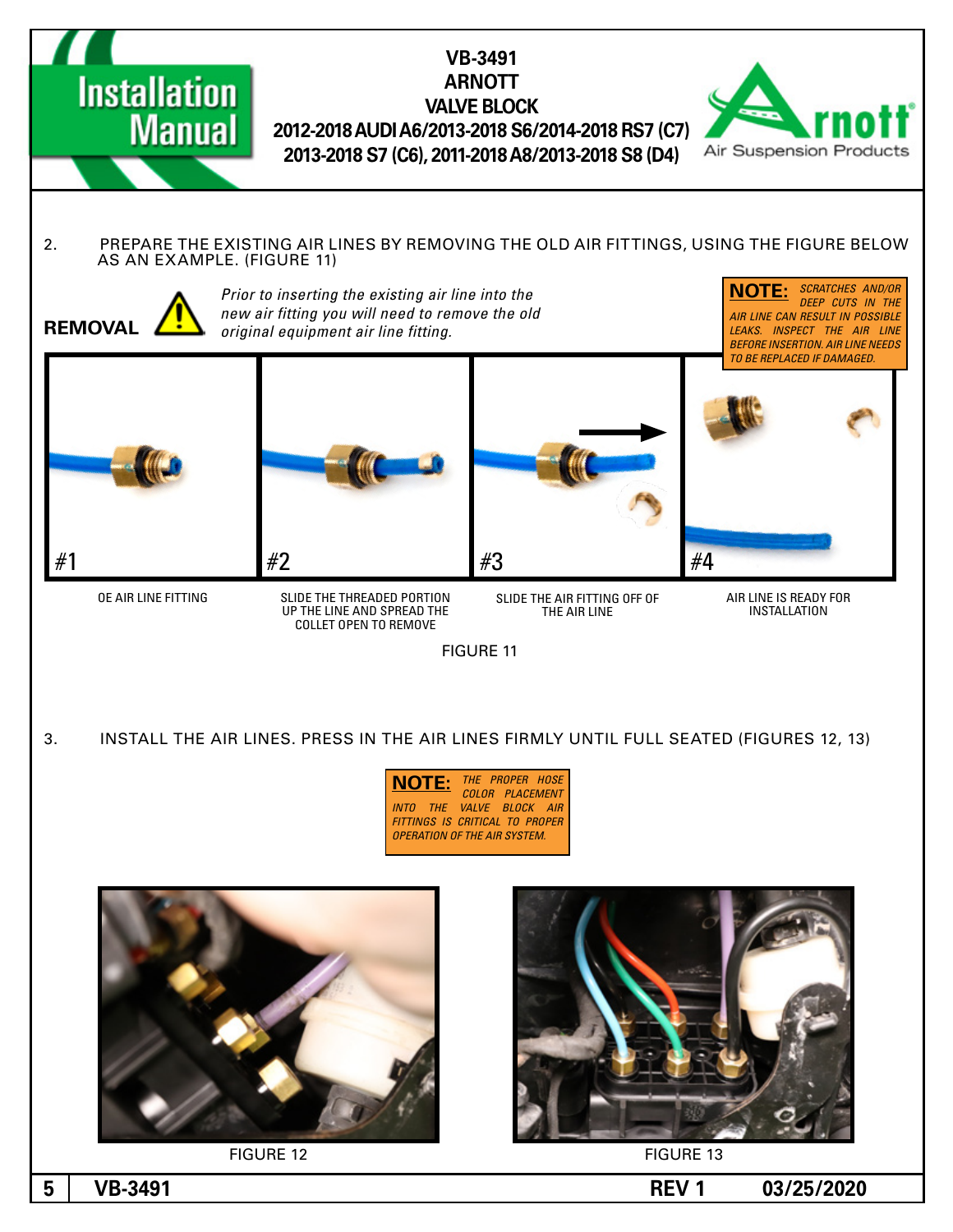2. PREPARE THE EXISTING AIR LINES BY REMOVING THE OLD AIR FITTINGS, USING THE FIGURE BELOW AS AN EXAMPLE. (FIGURE 11)

**REMOVAL**

*Prior to inserting the existing air line into the new air fitting you will need to remove the old original equipment air line fitting.*

**NOTE:** *SCRATCHES AND/OR DEEP CUTS IN THE AIR LINE CAN RESULT IN POSSIBLE LEAKS. INSPECT THE AIR LINE BEFORE INSERTION. AIR LINE NEEDS TO BE REPLACED IF DAMAGED.*

#1 OE AIR LINE FITTING

#2 SLIDE THE THREADED PORTION UP THE LINE AND SPREAD THE COLLET OPEN TO REMOVE

#3 SLIDE THE AIR FITTING OFF OF THE AIR LINE

#4 AIR LINE IS READY FOR INSTALLATION

FIGURE 11

3. INSTALL THE AIR LINES. PRESS IN THE AIR LINES FIRMLY UNTIL FULL SEATED (FIGURES 12, 13)

**NOTE:** *THE PROPER HOSE COLOR PLACEMENT INTO THE VALVE BLOCK AIR FITTINGS IS CRITICAL TO PROPER OPERATION OF THE AIR SYSTEM.*

FIGURE 12

FIGURE 13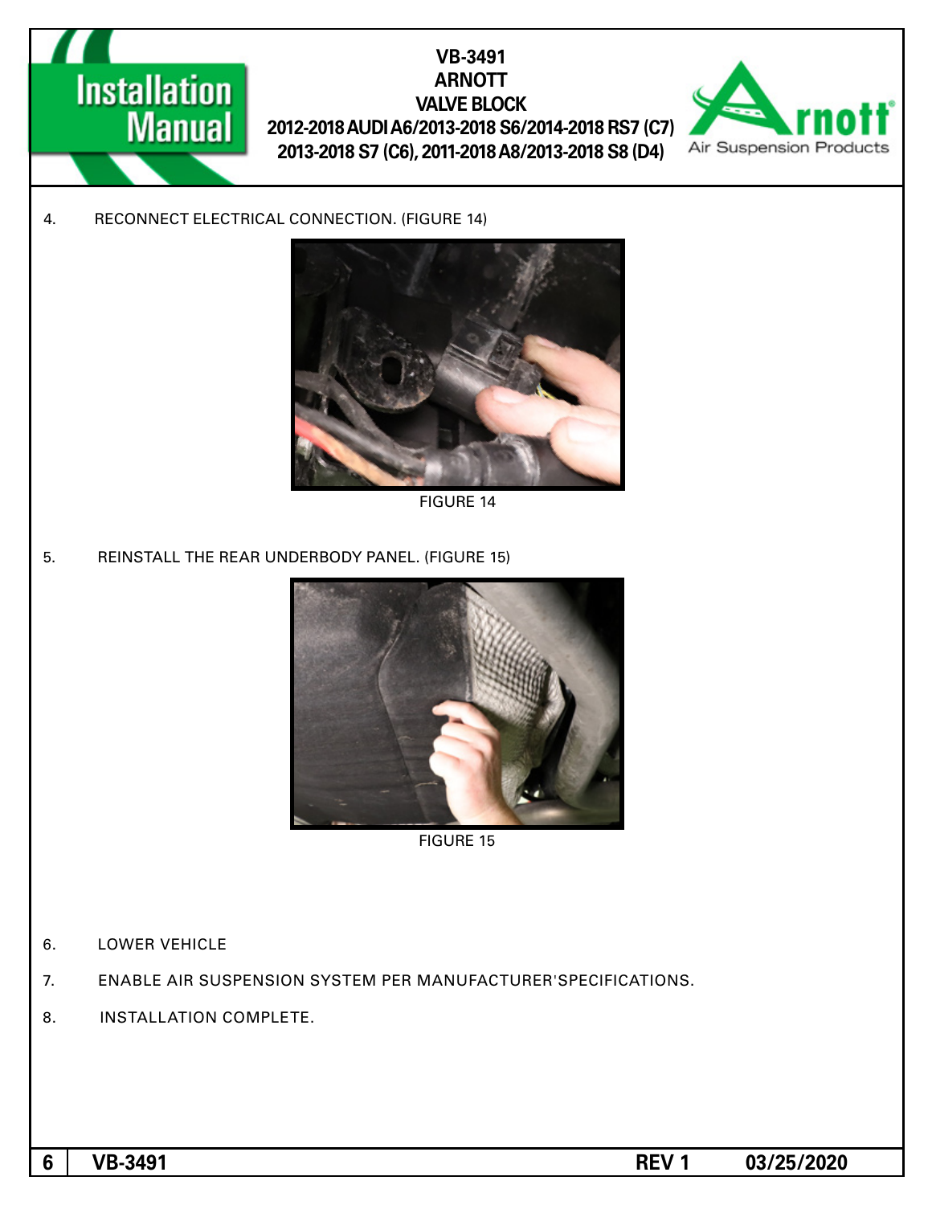4. RECONNECT ELECTRICAL CONNECTION. (FIGURE 14)

FIGURE 14

5. REINSTALL THE REAR UNDERBODY PANEL. (FIGURE 15)

FIGURE 15

6. LOWER VEHICLE

7. ENABLE AIR SUSPENSION SYSTEM PER MANUFACTURER'SPECIFICATIONS.

8. INSTALLATION COMPLETE.